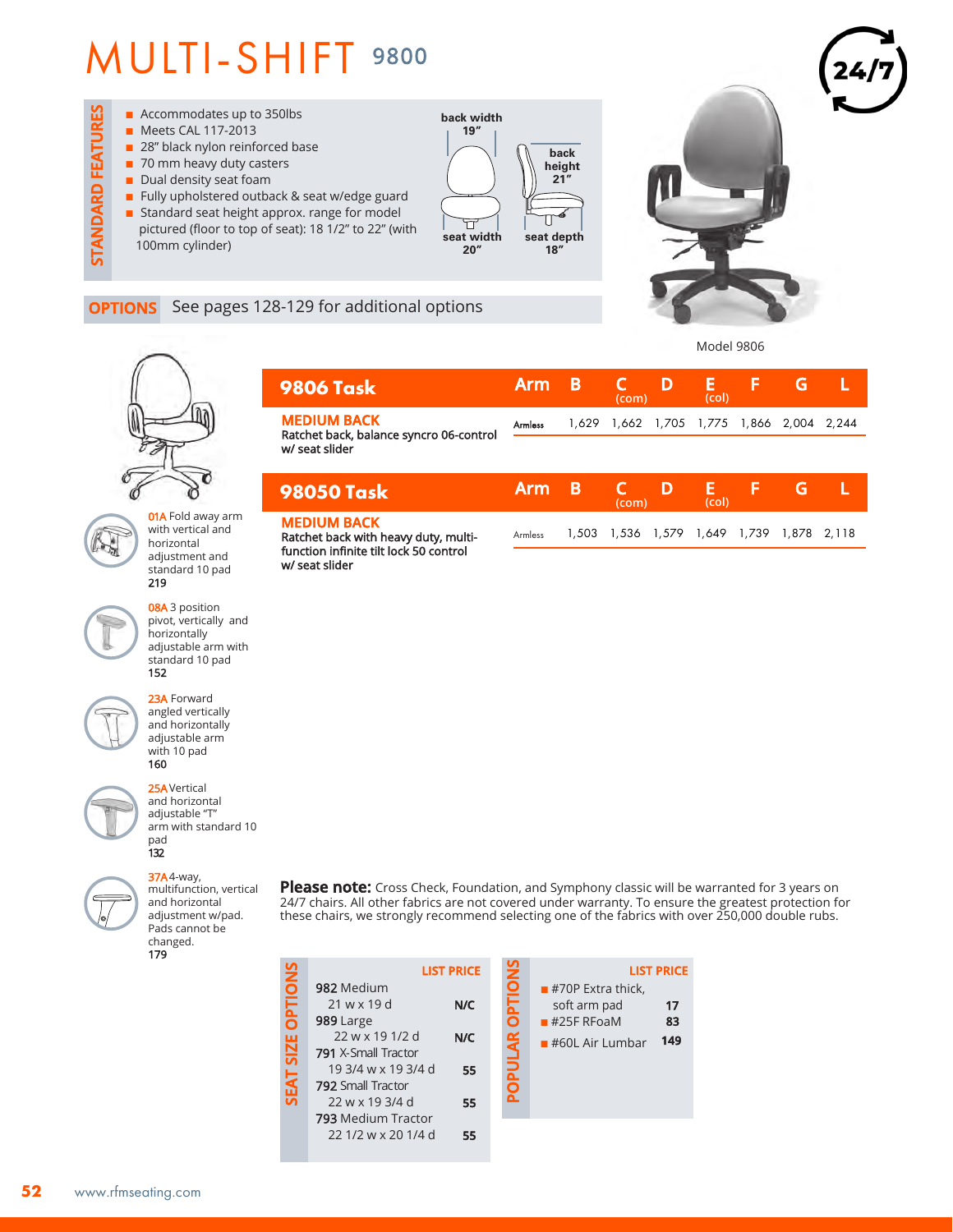# MULTI-SHIFT 9800

24/7

## STANDARD FEATURES

- Accommodates up to 350lbs
- Meets CAL 117-2013
- 28" black nylon reinforced base
- 70 mm heavy duty casters
- Dual density seat foam
- Fully upholstered outback & seat w/edge guard
- Standard seat height approx. range for model pictured (floor to top of seat): 18 1/2" to 22" (with 100mm cylinder)

back width 19"
back height 21"
seat width 20"
seat depth 18"

**OPTIONS** See pages 128-129 for additional options

Model 9806

| 9806 Task | Arm | B | C (com) | D | E (col) | F | G | L |
|---|---|---|---|---|---|---|---|---|
| **MEDIUM BACK** Ratchet back, balance syncro 06-control w/ seat slider | Armless | 1,629 | 1,662 | 1,705 | 1,775 | 1,866 | 2,004 | 2,244 |

| 98050 Task | Arm | B | C (com) | D | E (col) | F | G | L |
|---|---|---|---|---|---|---|---|---|
| **MEDIUM BACK** Ratchet back with heavy duty, multi-function infinite tilt lock 50 control w/ seat slider | Armless | 1,503 | 1,536 | 1,579 | 1,649 | 1,739 | 1,878 | 2,118 |

**01A** Fold away arm with vertical and horizontal adjustment and standard 10 pad
**219**

**08A** 3 position pivot, vertically and horizontally adjustable arm with standard 10 pad
**152**

**23A** Forward angled vertically and horizontally adjustable arm with 10 pad
**160**

**25A** Vertical and horizontal adjustable "T" arm with standard 10 pad
**132**

**37A** 4-way, multifunction, vertical and horizontal adjustment w/pad. Pads cannot be changed.
**179**

**Please note:** Cross Check, Foundation, and Symphony classic will be warranted for 3 years on 24/7 chairs. All other fabrics are not covered under warranty. To ensure the greatest protection for these chairs, we strongly recommend selecting one of the fabrics with over 250,000 double rubs.

**SEAT SIZE OPTIONS**

| | LIST PRICE |
|---|---|
| **982** Medium 21 w x 19 d | N/C |
| **989** Large 22 w x 19 1/2 d | N/C |
| **791** X-Small Tractor 19 3/4 w x 19 3/4 d | 55 |
| **792** Small Tractor 22 w x 19 3/4 d | 55 |
| **793** Medium Tractor 22 1/2 w x 20 1/4 d | 55 |

**POPULAR OPTIONS**

| | LIST PRICE |
|---|---|
| #70P Extra thick, soft arm pad | 17 |
| #25F RFoaM | 83 |
| #60L Air Lumbar | 149 |

www.rfmseating.com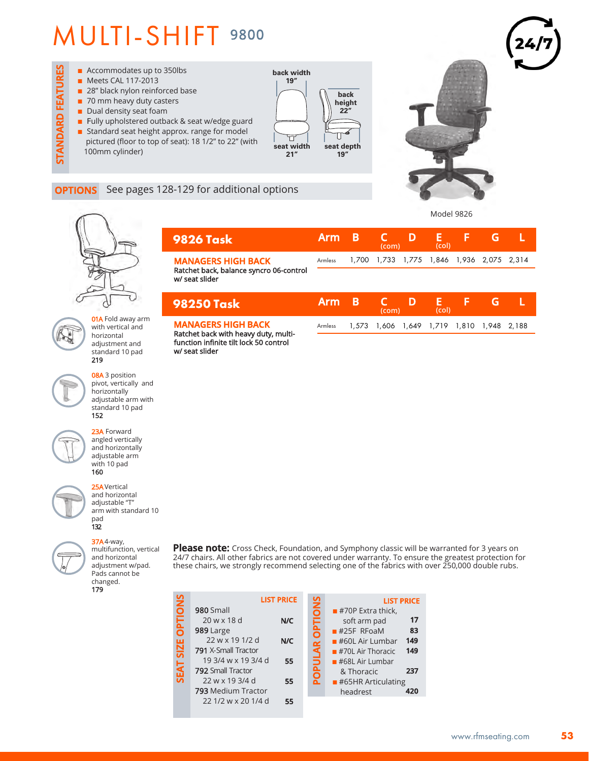# MULTI-SHIFT 9800

24/7

## STANDARD FEATURES

- Accommodates up to 350lbs
- Meets CAL 117-2013
- 28" black nylon reinforced base
- 70 mm heavy duty casters
- Dual density seat foam
- Fully upholstered outback & seat w/edge guard
- Standard seat height approx. range for model pictured (floor to top of seat): 18 1/2" to 22" (with 100mm cylinder)

back width 19"
back height 22"
seat width 21"
seat depth 19"

Model 9826

## OPTIONS

See pages 128-129 for additional options

**01A** Fold away arm with vertical and horizontal adjustment and standard 10 pad
**219**

**08A** 3 position pivot, vertically and horizontally adjustable arm with standard 10 pad
**152**

**23A** Forward angled vertically and horizontally adjustable arm with 10 pad
**160**

**25A** Vertical and horizontal adjustable "T" arm with standard 10 pad
**132**

**37A** 4-way, multifunction, vertical and horizontal adjustment w/pad. Pads cannot be changed.
**179**

| 9826 Task | Arm | B | C (com) | D | E (col) | F | G | L |
|---|---|---|---|---|---|---|---|---|
| **MANAGERS HIGH BACK** Ratchet back, balance syncro 06-control w/ seat slider | Armless | 1,700 | 1,733 | 1,775 | 1,846 | 1,936 | 2,075 | 2,314 |

| 98250 Task | Arm | B | C (com) | D | E (col) | F | G | L |
|---|---|---|---|---|---|---|---|---|
| **MANAGERS HIGH BACK** Ratchet back with heavy duty, multi-function infinite tilt lock 50 control w/ seat slider | Armless | 1,573 | 1,606 | 1,649 | 1,719 | 1,810 | 1,948 | 2,188 |

**Please note:** Cross Check, Foundation, and Symphony classic will be warranted for 3 years on 24/7 chairs. All other fabrics are not covered under warranty. To ensure the greatest protection for these chairs, we strongly recommend selecting one of the fabrics with over 250,000 double rubs.

### SEAT SIZE OPTIONS

| | LIST PRICE |
|---|---|
| **980** Small 20 w x 18 d | N/C |
| **989** Large 22 w x 19 1/2 d | N/C |
| **791** X-Small Tractor 19 3/4 w x 19 3/4 d | 55 |
| **792** Small Tractor 22 w x 19 3/4 d | 55 |
| **793** Medium Tractor 22 1/2 w x 20 1/4 d | 55 |

### POPULAR OPTIONS

| | LIST PRICE |
|---|---|
| #70P Extra thick, soft arm pad | 17 |
| #25F RFoaM | 83 |
| #60L Air Lumbar | 149 |
| #70L Air Thoracic | 149 |
| #68L Air Lumbar & Thoracic | 237 |
| #65HR Articulating headrest | 420 |

www.rfmseating.com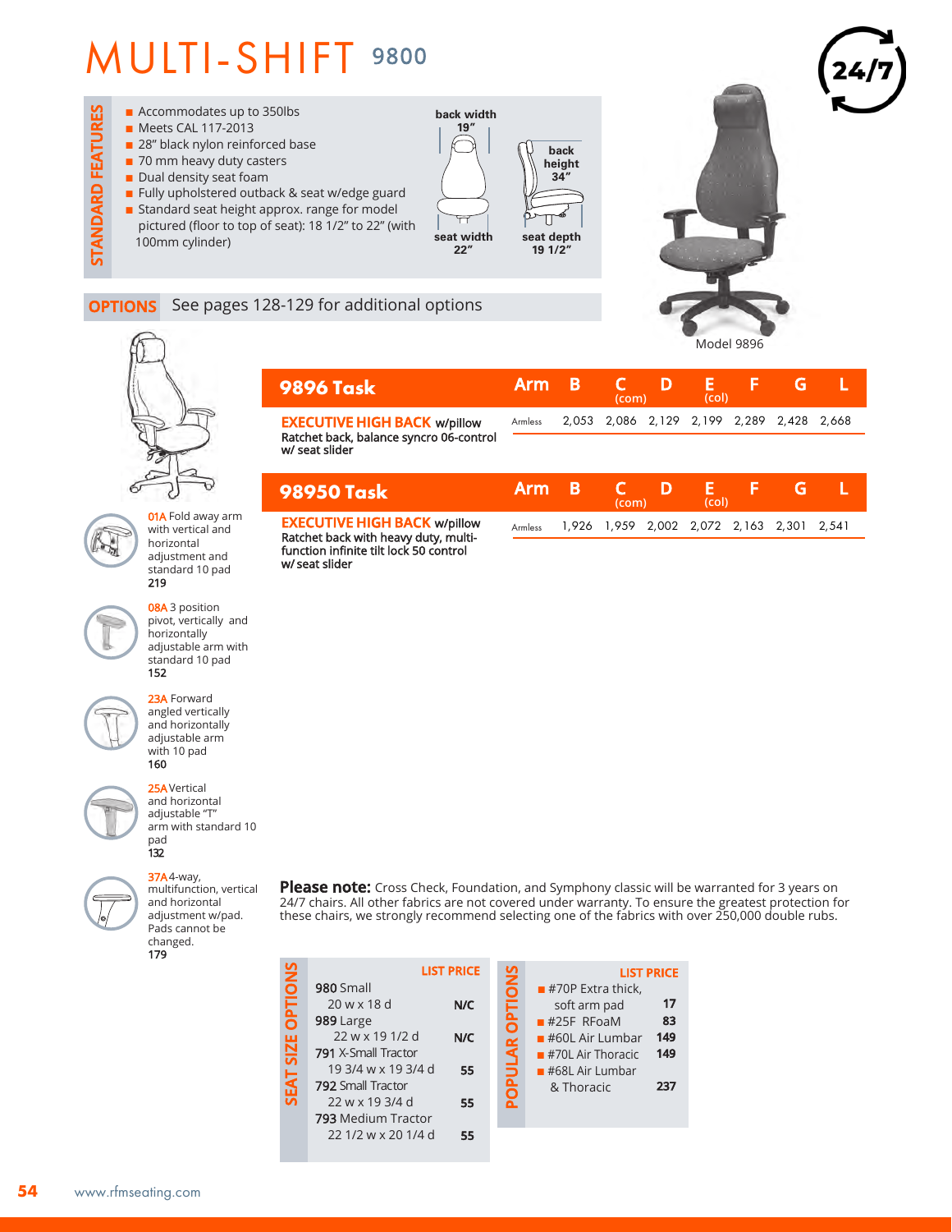# MULTI-SHIFT 9800

24/7

## STANDARD FEATURES

- Accommodates up to 350lbs
- Meets CAL 117-2013
- 28" black nylon reinforced base
- 70 mm heavy duty casters
- Dual density seat foam
- Fully upholstered outback & seat w/edge guard
- Standard seat height approx. range for model pictured (floor to top of seat): 18 1/2" to 22" (with 100mm cylinder)

back width 19"
back height 34"
seat width 22"
seat depth 19 1/2"

Model 9896

## OPTIONS

See pages 128-129 for additional options

**01A** Fold away arm with vertical and horizontal adjustment and standard 10 pad
**219**

**08A** 3 position pivot, vertically and horizontally adjustable arm with standard 10 pad
**152**

**23A** Forward angled vertically and horizontally adjustable arm with 10 pad
**160**

**25A** Vertical and horizontal adjustable "T" arm with standard 10 pad
**132**

**37A** 4-way, multifunction, vertical and horizontal adjustment w/pad. Pads cannot be changed.
**179**

| 9896 Task | Arm | B | C (com) | D | E (col) | F | G | L |
|---|---|---|---|---|---|---|---|---|
| **EXECUTIVE HIGH BACK** w/pillow<br>Ratchet back, balance syncro 06-control w/ seat slider | Armless | 2,053 | 2,086 | 2,129 | 2,199 | 2,289 | 2,428 | 2,668 |

| 98950 Task | Arm | B | C (com) | D | E (col) | F | G | L |
|---|---|---|---|---|---|---|---|---|
| **EXECUTIVE HIGH BACK** w/pillow<br>Ratchet back with heavy duty, multi-function infinite tilt lock 50 control w/ seat slider | Armless | 1,926 | 1,959 | 2,002 | 2,072 | 2,163 | 2,301 | 2,541 |

**Please note:** Cross Check, Foundation, and Symphony classic will be warranted for 3 years on 24/7 chairs. All other fabrics are not covered under warranty. To ensure the greatest protection for these chairs, we strongly recommend selecting one of the fabrics with over 250,000 double rubs.

### SEAT SIZE OPTIONS

| | LIST PRICE |
|---|---|
| **980** Small<br>20 w x 18 d | N/C |
| **989** Large<br>22 w x 19 1/2 d | N/C |
| **791** X-Small Tractor<br>19 3/4 w x 19 3/4 d | 55 |
| **792** Small Tractor<br>22 w x 19 3/4 d | 55 |
| **793** Medium Tractor<br>22 1/2 w x 20 1/4 d | 55 |

### POPULAR OPTIONS

| | LIST PRICE |
|---|---|
| #70P Extra thick, soft arm pad | 17 |
| #25F RFoaM | 83 |
| #60L Air Lumbar | 149 |
| #70L Air Thoracic | 149 |
| #68L Air Lumbar & Thoracic | 237 |

www.rfmseating.com